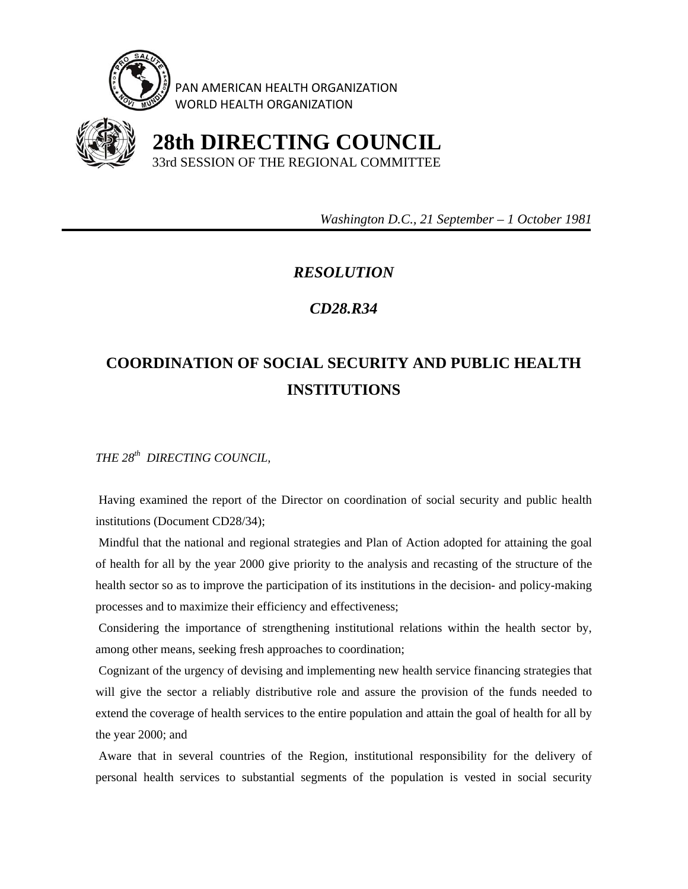PAN AMERICAN HEALTH ORGANIZATION
WORLD HEALTH ORGANIZATION

# 28th DIRECTING COUNCIL

33rd SESSION OF THE REGIONAL COMMITTEE

*Washington D.C., 21 September – 1 October 1981*

---

## *RESOLUTION*

## *CD28.R34*

## COORDINATION OF SOCIAL SECURITY AND PUBLIC HEALTH INSTITUTIONS

*THE 28th DIRECTING COUNCIL,*

Having examined the report of the Director on coordination of social security and public health institutions (Document CD28/34);

Mindful that the national and regional strategies and Plan of Action adopted for attaining the goal of health for all by the year 2000 give priority to the analysis and recasting of the structure of the health sector so as to improve the participation of its institutions in the decision- and policy-making processes and to maximize their efficiency and effectiveness;

Considering the importance of strengthening institutional relations within the health sector by, among other means, seeking fresh approaches to coordination;

Cognizant of the urgency of devising and implementing new health service financing strategies that will give the sector a reliably distributive role and assure the provision of the funds needed to extend the coverage of health services to the entire population and attain the goal of health for all by the year 2000; and

Aware that in several countries of the Region, institutional responsibility for the delivery of personal health services to substantial segments of the population is vested in social security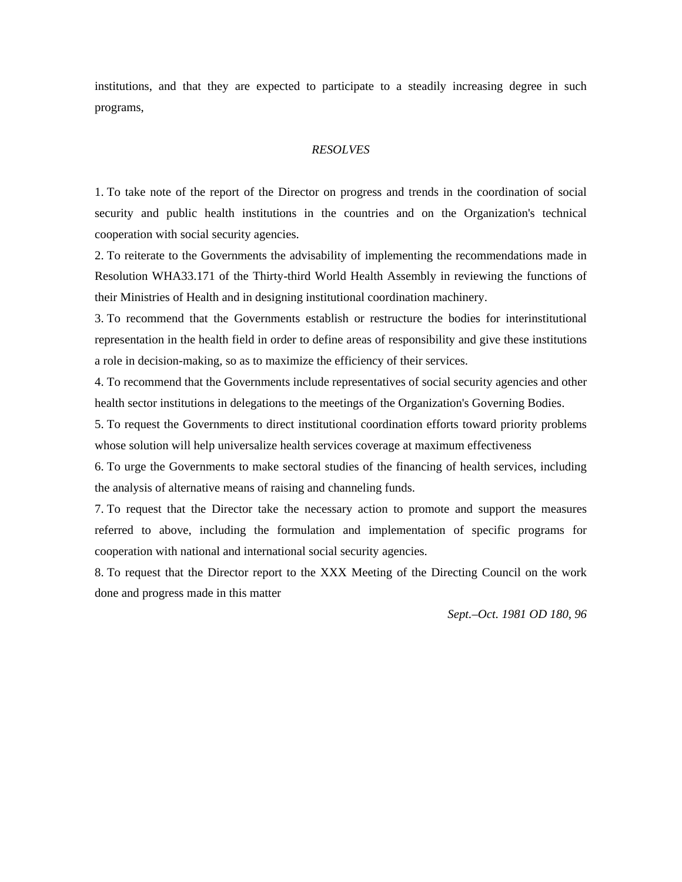institutions, and that they are expected to participate to a steadily increasing degree in such programs,

*RESOLVES*

1. To take note of the report of the Director on progress and trends in the coordination of social security and public health institutions in the countries and on the Organization's technical cooperation with social security agencies.

2. To reiterate to the Governments the advisability of implementing the recommendations made in Resolution WHA33.171 of the Thirty-third World Health Assembly in reviewing the functions of their Ministries of Health and in designing institutional coordination machinery.

3. To recommend that the Governments establish or restructure the bodies for interinstitutional representation in the health field in order to define areas of responsibility and give these institutions a role in decision-making, so as to maximize the efficiency of their services.

4. To recommend that the Governments include representatives of social security agencies and other health sector institutions in delegations to the meetings of the Organization's Governing Bodies.

5. To request the Governments to direct institutional coordination efforts toward priority problems whose solution will help universalize health services coverage at maximum effectiveness

6. To urge the Governments to make sectoral studies of the financing of health services, including the analysis of alternative means of raising and channeling funds.

7. To request that the Director take the necessary action to promote and support the measures referred to above, including the formulation and implementation of specific programs for cooperation with national and international social security agencies.

8. To request that the Director report to the XXX Meeting of the Directing Council on the work done and progress made in this matter

*Sept.–Oct. 1981 OD 180, 96*